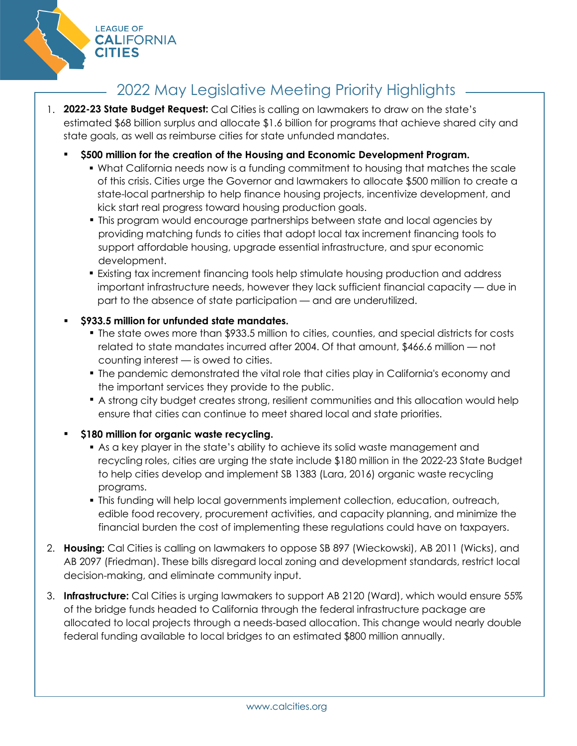LEAGUE OF CALIFORNIA CITIES

# 2022 May Legislative Meeting Priority Highlights

1. **2022-23 State Budget Request:** Cal Cities is calling on lawmakers to draw on the state's estimated $68 billion surplus and allocate $1.6 billion for programs that achieve shared city and state goals, as well as reimburse cities for state unfunded mandates.

   - **$500 million for the creation of the Housing and Economic Development Program.**
     - What California needs now is a funding commitment to housing that matches the scale of this crisis. Cities urge the Governor and lawmakers to allocate $500 million to create a state-local partnership to help finance housing projects, incentivize development, and kick start real progress toward housing production goals.
     - This program would encourage partnerships between state and local agencies by providing matching funds to cities that adopt local tax increment financing tools to support affordable housing, upgrade essential infrastructure, and spur economic development.
     - Existing tax increment financing tools help stimulate housing production and address important infrastructure needs, however they lack sufficient financial capacity — due in part to the absence of state participation — and are underutilized.
   - **$933.5 million for unfunded state mandates.**
     - The state owes more than $933.5 million to cities, counties, and special districts for costs related to state mandates incurred after 2004. Of that amount, $466.6 million — not counting interest — is owed to cities.
     - The pandemic demonstrated the vital role that cities play in California's economy and the important services they provide to the public.
     - A strong city budget creates strong, resilient communities and this allocation would help ensure that cities can continue to meet shared local and state priorities.
   - **$180 million for organic waste recycling.**
     - As a key player in the state's ability to achieve its solid waste management and recycling roles, cities are urging the state include $180 million in the 2022-23 State Budget to help cities develop and implement SB 1383 (Lara, 2016) organic waste recycling programs.
     - This funding will help local governments implement collection, education, outreach, edible food recovery, procurement activities, and capacity planning, and minimize the financial burden the cost of implementing these regulations could have on taxpayers.

2. **Housing:** Cal Cities is calling on lawmakers to oppose SB 897 (Wieckowski), AB 2011 (Wicks), and AB 2097 (Friedman). These bills disregard local zoning and development standards, restrict local decision-making, and eliminate community input.

3. **Infrastructure:** Cal Cities is urging lawmakers to support AB 2120 (Ward), which would ensure 55% of the bridge funds headed to California through the federal infrastructure package are allocated to local projects through a needs-based allocation. This change would nearly double federal funding available to local bridges to an estimated $800 million annually.

www.calcities.org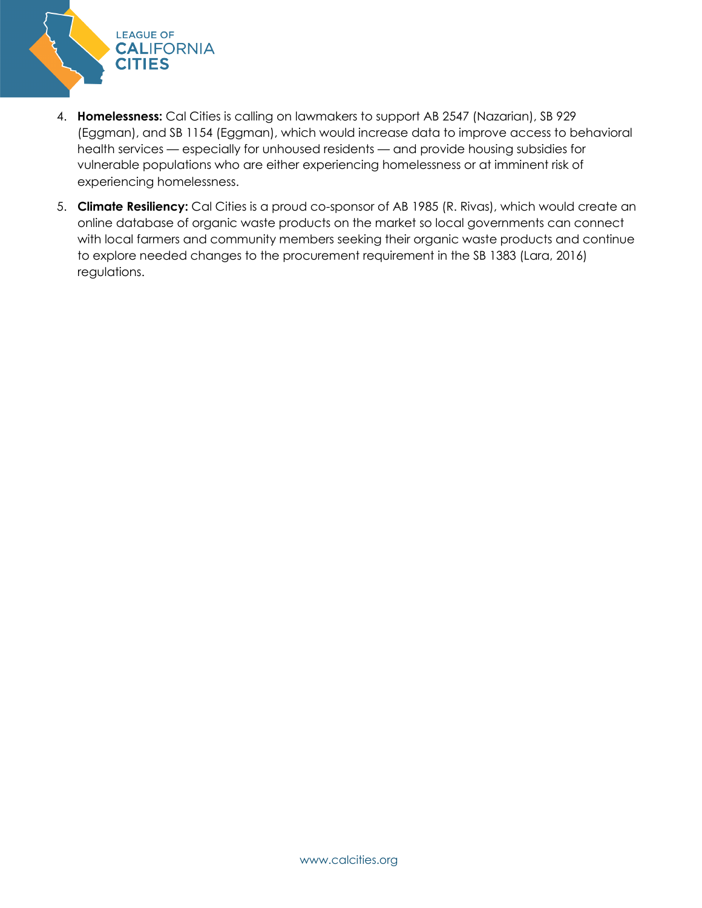4. **Homelessness:** Cal Cities is calling on lawmakers to support AB 2547 (Nazarian), SB 929 (Eggman), and SB 1154 (Eggman), which would increase data to improve access to behavioral health services — especially for unhoused residents — and provide housing subsidies for vulnerable populations who are either experiencing homelessness or at imminent risk of experiencing homelessness.

5. **Climate Resiliency:** Cal Cities is a proud co-sponsor of AB 1985 (R. Rivas), which would create an online database of organic waste products on the market so local governments can connect with local farmers and community members seeking their organic waste products and continue to explore needed changes to the procurement requirement in the SB 1383 (Lara, 2016) regulations.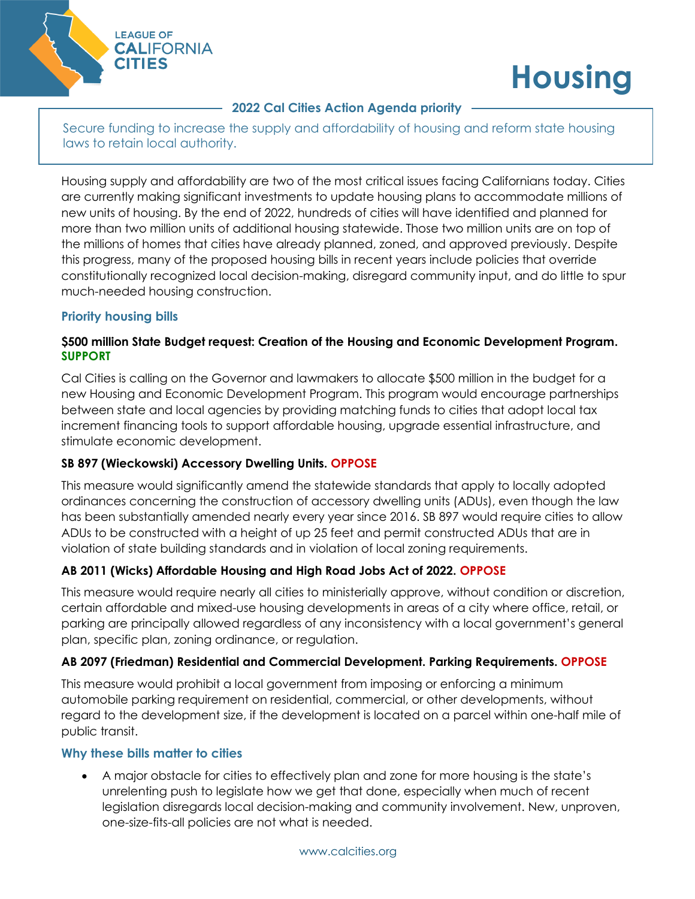LEAGUE OF CALIFORNIA CITIES

# Housing

**2022 Cal Cities Action Agenda priority**

Secure funding to increase the supply and affordability of housing and reform state housing laws to retain local authority.

Housing supply and affordability are two of the most critical issues facing Californians today. Cities are currently making significant investments to update housing plans to accommodate millions of new units of housing. By the end of 2022, hundreds of cities will have identified and planned for more than two million units of additional housing statewide. Those two million units are on top of the millions of homes that cities have already planned, zoned, and approved previously. Despite this progress, many of the proposed housing bills in recent years include policies that override constitutionally recognized local decision-making, disregard community input, and do little to spur much-needed housing construction.

## Priority housing bills

**$500 million State Budget request: Creation of the Housing and Economic Development Program. SUPPORT**

Cal Cities is calling on the Governor and lawmakers to allocate $500 million in the budget for a new Housing and Economic Development Program. This program would encourage partnerships between state and local agencies by providing matching funds to cities that adopt local tax increment financing tools to support affordable housing, upgrade essential infrastructure, and stimulate economic development.

**SB 897 (Wieckowski) Accessory Dwelling Units. OPPOSE**

This measure would significantly amend the statewide standards that apply to locally adopted ordinances concerning the construction of accessory dwelling units (ADUs), even though the law has been substantially amended nearly every year since 2016. SB 897 would require cities to allow ADUs to be constructed with a height of up 25 feet and permit constructed ADUs that are in violation of state building standards and in violation of local zoning requirements.

**AB 2011 (Wicks) Affordable Housing and High Road Jobs Act of 2022. OPPOSE**

This measure would require nearly all cities to ministerially approve, without condition or discretion, certain affordable and mixed-use housing developments in areas of a city where office, retail, or parking are principally allowed regardless of any inconsistency with a local government's general plan, specific plan, zoning ordinance, or regulation.

**AB 2097 (Friedman) Residential and Commercial Development. Parking Requirements. OPPOSE**

This measure would prohibit a local government from imposing or enforcing a minimum automobile parking requirement on residential, commercial, or other developments, without regard to the development size, if the development is located on a parcel within one-half mile of public transit.

## Why these bills matter to cities

- A major obstacle for cities to effectively plan and zone for more housing is the state's unrelenting push to legislate how we get that done, especially when much of recent legislation disregards local decision-making and community involvement. New, unproven, one-size-fits-all policies are not what is needed.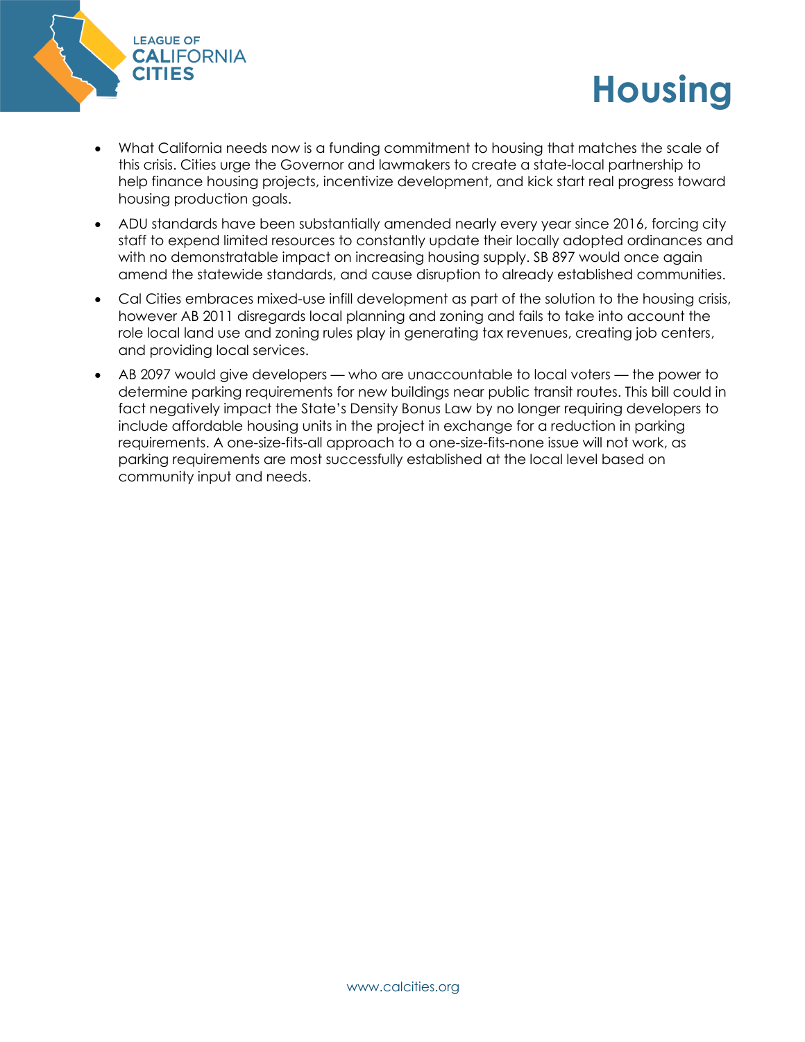# Housing

- What California needs now is a funding commitment to housing that matches the scale of this crisis. Cities urge the Governor and lawmakers to create a state-local partnership to help finance housing projects, incentivize development, and kick start real progress toward housing production goals.
- ADU standards have been substantially amended nearly every year since 2016, forcing city staff to expend limited resources to constantly update their locally adopted ordinances and with no demonstratable impact on increasing housing supply. SB 897 would once again amend the statewide standards, and cause disruption to already established communities.
- Cal Cities embraces mixed-use infill development as part of the solution to the housing crisis, however AB 2011 disregards local planning and zoning and fails to take into account the role local land use and zoning rules play in generating tax revenues, creating job centers, and providing local services.
- AB 2097 would give developers — who are unaccountable to local voters — the power to determine parking requirements for new buildings near public transit routes. This bill could in fact negatively impact the State's Density Bonus Law by no longer requiring developers to include affordable housing units in the project in exchange for a reduction in parking requirements. A one-size-fits-all approach to a one-size-fits-none issue will not work, as parking requirements are most successfully established at the local level based on community input and needs.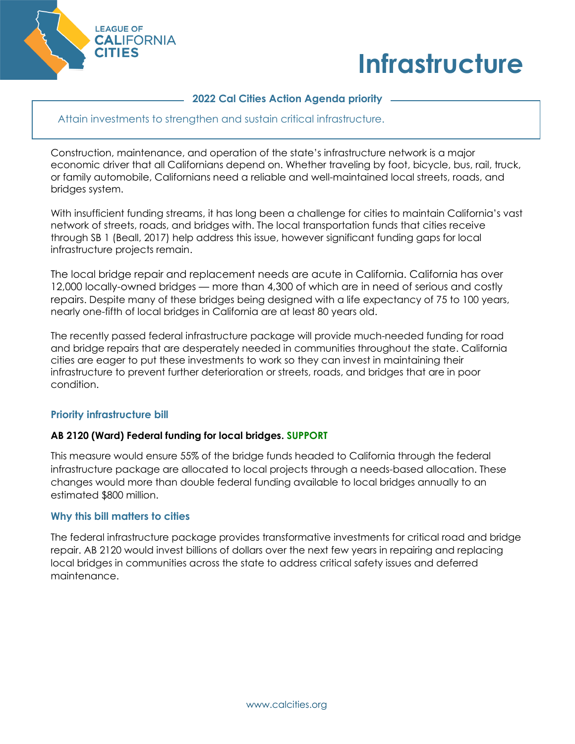LEAGUE OF CALIFORNIA CITIES

# Infrastructure

**2022 Cal Cities Action Agenda priority**

Attain investments to strengthen and sustain critical infrastructure.

Construction, maintenance, and operation of the state's infrastructure network is a major economic driver that all Californians depend on. Whether traveling by foot, bicycle, bus, rail, truck, or family automobile, Californians need a reliable and well-maintained local streets, roads, and bridges system.

With insufficient funding streams, it has long been a challenge for cities to maintain California's vast network of streets, roads, and bridges with. The local transportation funds that cities receive through SB 1 (Beall, 2017) help address this issue, however significant funding gaps for local infrastructure projects remain.

The local bridge repair and replacement needs are acute in California. California has over 12,000 locally-owned bridges — more than 4,300 of which are in need of serious and costly repairs. Despite many of these bridges being designed with a life expectancy of 75 to 100 years, nearly one-fifth of local bridges in California are at least 80 years old.

The recently passed federal infrastructure package will provide much-needed funding for road and bridge repairs that are desperately needed in communities throughout the state. California cities are eager to put these investments to work so they can invest in maintaining their infrastructure to prevent further deterioration or streets, roads, and bridges that are in poor condition.

### Priority infrastructure bill

**AB 2120 (Ward) Federal funding for local bridges. SUPPORT**

This measure would ensure 55% of the bridge funds headed to California through the federal infrastructure package are allocated to local projects through a needs-based allocation. These changes would more than double federal funding available to local bridges annually to an estimated $800 million.

### Why this bill matters to cities

The federal infrastructure package provides transformative investments for critical road and bridge repair. AB 2120 would invest billions of dollars over the next few years in repairing and replacing local bridges in communities across the state to address critical safety issues and deferred maintenance.

www.calcities.org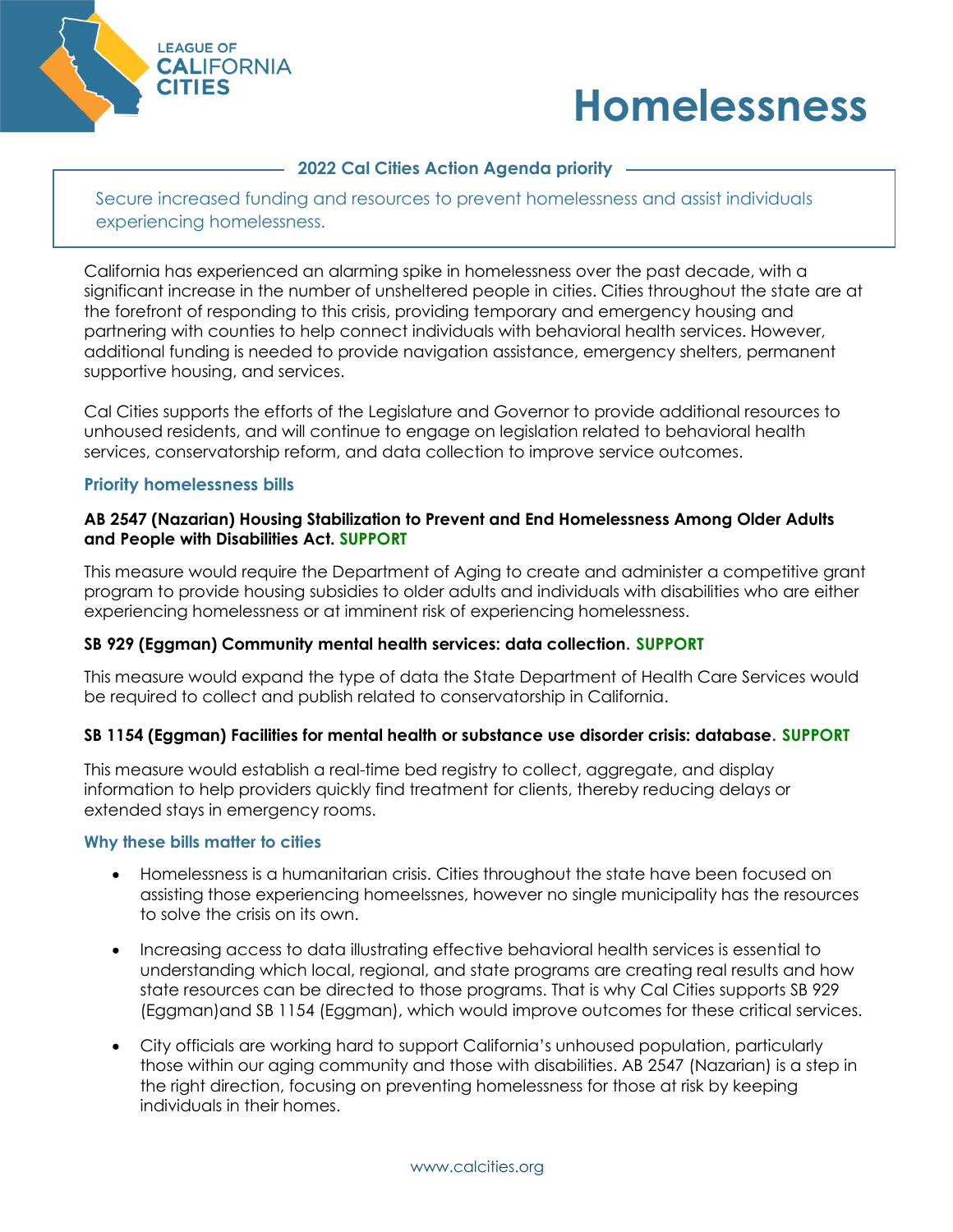LEAGUE OF CALIFORNIA CITIES

# Homelessness

**2022 Cal Cities Action Agenda priority**

Secure increased funding and resources to prevent homelessness and assist individuals experiencing homelessness.

California has experienced an alarming spike in homelessness over the past decade, with a significant increase in the number of unsheltered people in cities. Cities throughout the state are at the forefront of responding to this crisis, providing temporary and emergency housing and partnering with counties to help connect individuals with behavioral health services. However, additional funding is needed to provide navigation assistance, emergency shelters, permanent supportive housing, and services.

Cal Cities supports the efforts of the Legislature and Governor to provide additional resources to unhoused residents, and will continue to engage on legislation related to behavioral health services, conservatorship reform, and data collection to improve service outcomes.

## Priority homelessness bills

**AB 2547 (Nazarian) Housing Stabilization to Prevent and End Homelessness Among Older Adults and People with Disabilities Act. SUPPORT**

This measure would require the Department of Aging to create and administer a competitive grant program to provide housing subsidies to older adults and individuals with disabilities who are either experiencing homelessness or at imminent risk of experiencing homelessness.

**SB 929 (Eggman) Community mental health services: data collection. SUPPORT**

This measure would expand the type of data the State Department of Health Care Services would be required to collect and publish related to conservatorship in California.

**SB 1154 (Eggman) Facilities for mental health or substance use disorder crisis: database. SUPPORT**

This measure would establish a real-time bed registry to collect, aggregate, and display information to help providers quickly find treatment for clients, thereby reducing delays or extended stays in emergency rooms.

## Why these bills matter to cities

- Homelessness is a humanitarian crisis. Cities throughout the state have been focused on assisting those experiencing homeelssnes, however no single municipality has the resources to solve the crisis on its own.
- Increasing access to data illustrating effective behavioral health services is essential to understanding which local, regional, and state programs are creating real results and how state resources can be directed to those programs. That is why Cal Cities supports SB 929 (Eggman)and SB 1154 (Eggman), which would improve outcomes for these critical services.
- City officials are working hard to support California's unhoused population, particularly those within our aging community and those with disabilities. AB 2547 (Nazarian) is a step in the right direction, focusing on preventing homelessness for those at risk by keeping individuals in their homes.

www.calcities.org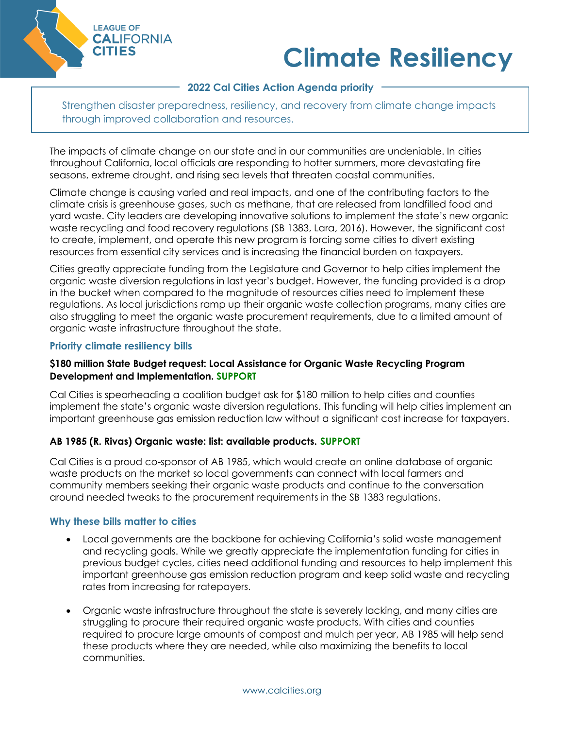LEAGUE OF CALIFORNIA CITIES

# Climate Resiliency

**2022 Cal Cities Action Agenda priority**

Strengthen disaster preparedness, resiliency, and recovery from climate change impacts through improved collaboration and resources.

The impacts of climate change on our state and in our communities are undeniable. In cities throughout California, local officials are responding to hotter summers, more devastating fire seasons, extreme drought, and rising sea levels that threaten coastal communities.

Climate change is causing varied and real impacts, and one of the contributing factors to the climate crisis is greenhouse gases, such as methane, that are released from landfilled food and yard waste. City leaders are developing innovative solutions to implement the state's new organic waste recycling and food recovery regulations (SB 1383, Lara, 2016). However, the significant cost to create, implement, and operate this new program is forcing some cities to divert existing resources from essential city services and is increasing the financial burden on taxpayers.

Cities greatly appreciate funding from the Legislature and Governor to help cities implement the organic waste diversion regulations in last year's budget. However, the funding provided is a drop in the bucket when compared to the magnitude of resources cities need to implement these regulations. As local jurisdictions ramp up their organic waste collection programs, many cities are also struggling to meet the organic waste procurement requirements, due to a limited amount of organic waste infrastructure throughout the state.

### Priority climate resiliency bills

**$180 million State Budget request: Local Assistance for Organic Waste Recycling Program Development and Implementation. SUPPORT**

Cal Cities is spearheading a coalition budget ask for $180 million to help cities and counties implement the state's organic waste diversion regulations. This funding will help cities implement an important greenhouse gas emission reduction law without a significant cost increase for taxpayers.

**AB 1985 (R. Rivas) Organic waste: list: available products. SUPPORT**

Cal Cities is a proud co-sponsor of AB 1985, which would create an online database of organic waste products on the market so local governments can connect with local farmers and community members seeking their organic waste products and continue to the conversation around needed tweaks to the procurement requirements in the SB 1383 regulations.

### Why these bills matter to cities

- Local governments are the backbone for achieving California's solid waste management and recycling goals. While we greatly appreciate the implementation funding for cities in previous budget cycles, cities need additional funding and resources to help implement this important greenhouse gas emission reduction program and keep solid waste and recycling rates from increasing for ratepayers.

- Organic waste infrastructure throughout the state is severely lacking, and many cities are struggling to procure their required organic waste products. With cities and counties required to procure large amounts of compost and mulch per year, AB 1985 will help send these products where they are needed, while also maximizing the benefits to local communities.

www.calcities.org